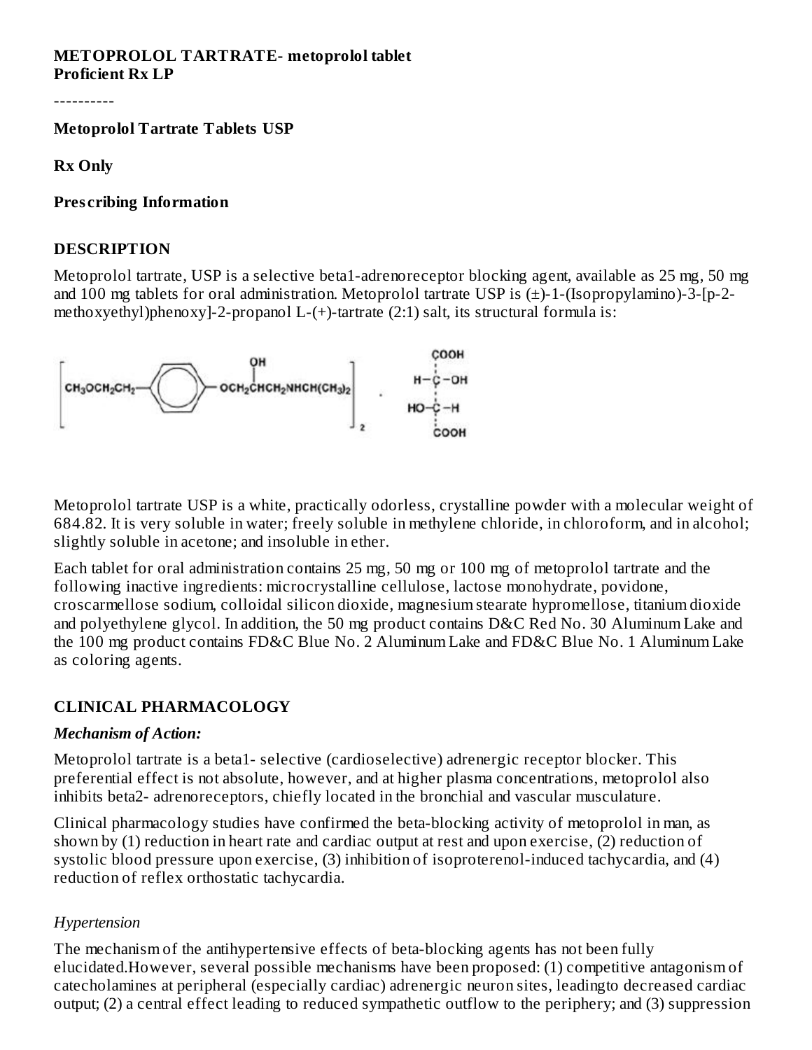**METOPROLOL TARTRATE- metoprolol tablet**
**Proficient Rx LP**

----------

**Metoprolol Tartrate Tablets USP**

**Rx Only**

**Prescribing Information**

## DESCRIPTION

Metoprolol tartrate, USP is a selective beta1-adrenoreceptor blocking agent, available as 25 mg, 50 mg and 100 mg tablets for oral administration. Metoprolol tartrate USP is (±)-1-(Isopropylamino)-3-[p-2-methoxyethyl)phenoxy]-2-propanol L-(+)-tartrate (2:1) salt, its structural formula is:

Metoprolol tartrate USP is a white, practically odorless, crystalline powder with a molecular weight of 684.82. It is very soluble in water; freely soluble in methylene chloride, in chloroform, and in alcohol; slightly soluble in acetone; and insoluble in ether.

Each tablet for oral administration contains 25 mg, 50 mg or 100 mg of metoprolol tartrate and the following inactive ingredients: microcrystalline cellulose, lactose monohydrate, povidone, croscarmellose sodium, colloidal silicon dioxide, magnesium stearate hypromellose, titanium dioxide and polyethylene glycol. In addition, the 50 mg product contains D&C Red No. 30 Aluminum Lake and the 100 mg product contains FD&C Blue No. 2 Aluminum Lake and FD&C Blue No. 1 Aluminum Lake as coloring agents.

## CLINICAL PHARMACOLOGY

### *Mechanism of Action:*

Metoprolol tartrate is a beta1- selective (cardioselective) adrenergic receptor blocker. This preferential effect is not absolute, however, and at higher plasma concentrations, metoprolol also inhibits beta2- adrenoreceptors, chiefly located in the bronchial and vascular musculature.

Clinical pharmacology studies have confirmed the beta-blocking activity of metoprolol in man, as shown by (1) reduction in heart rate and cardiac output at rest and upon exercise, (2) reduction of systolic blood pressure upon exercise, (3) inhibition of isoproterenol-induced tachycardia, and (4) reduction of reflex orthostatic tachycardia.

*Hypertension*

The mechanism of the antihypertensive effects of beta-blocking agents has not been fully elucidated.However, several possible mechanisms have been proposed: (1) competitive antagonism of catecholamines at peripheral (especially cardiac) adrenergic neuron sites, leadingto decreased cardiac output; (2) a central effect leading to reduced sympathetic outflow to the periphery; and (3) suppression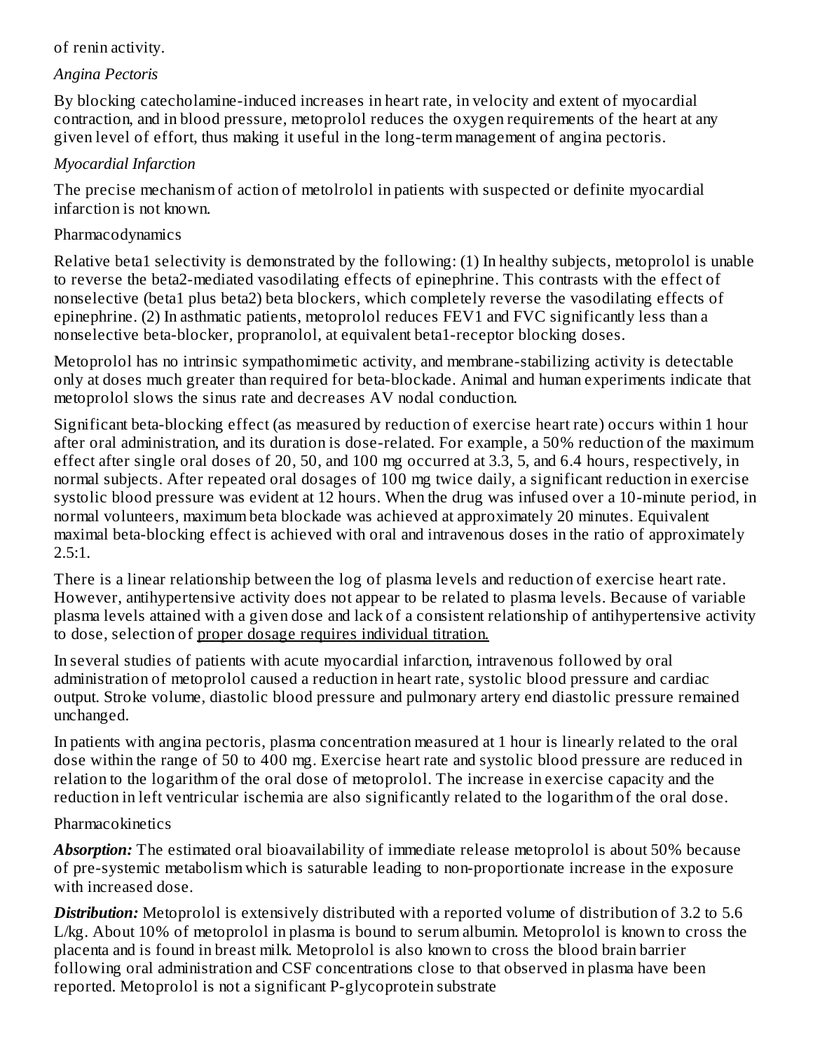of renin activity.

*Angina Pectoris*

By blocking catecholamine-induced increases in heart rate, in velocity and extent of myocardial contraction, and in blood pressure, metoprolol reduces the oxygen requirements of the heart at any given level of effort, thus making it useful in the long-term management of angina pectoris.

*Myocardial Infarction*

The precise mechanism of action of metolrolol in patients with suspected or definite myocardial infarction is not known.

Pharmacodynamics

Relative beta1 selectivity is demonstrated by the following: (1) In healthy subjects, metoprolol is unable to reverse the beta2-mediated vasodilating effects of epinephrine. This contrasts with the effect of nonselective (beta1 plus beta2) beta blockers, which completely reverse the vasodilating effects of epinephrine. (2) In asthmatic patients, metoprolol reduces FEV1 and FVC significantly less than a nonselective beta-blocker, propranolol, at equivalent beta1-receptor blocking doses.

Metoprolol has no intrinsic sympathomimetic activity, and membrane-stabilizing activity is detectable only at doses much greater than required for beta-blockade. Animal and human experiments indicate that metoprolol slows the sinus rate and decreases AV nodal conduction.

Significant beta-blocking effect (as measured by reduction of exercise heart rate) occurs within 1 hour after oral administration, and its duration is dose-related. For example, a 50% reduction of the maximum effect after single oral doses of 20, 50, and 100 mg occurred at 3.3, 5, and 6.4 hours, respectively, in normal subjects. After repeated oral dosages of 100 mg twice daily, a significant reduction in exercise systolic blood pressure was evident at 12 hours. When the drug was infused over a 10-minute period, in normal volunteers, maximum beta blockade was achieved at approximately 20 minutes. Equivalent maximal beta-blocking effect is achieved with oral and intravenous doses in the ratio of approximately 2.5:1.

There is a linear relationship between the log of plasma levels and reduction of exercise heart rate. However, antihypertensive activity does not appear to be related to plasma levels. Because of variable plasma levels attained with a given dose and lack of a consistent relationship of antihypertensive activity to dose, selection of proper dosage requires individual titration.

In several studies of patients with acute myocardial infarction, intravenous followed by oral administration of metoprolol caused a reduction in heart rate, systolic blood pressure and cardiac output. Stroke volume, diastolic blood pressure and pulmonary artery end diastolic pressure remained unchanged.

In patients with angina pectoris, plasma concentration measured at 1 hour is linearly related to the oral dose within the range of 50 to 400 mg. Exercise heart rate and systolic blood pressure are reduced in relation to the logarithm of the oral dose of metoprolol. The increase in exercise capacity and the reduction in left ventricular ischemia are also significantly related to the logarithm of the oral dose.

Pharmacokinetics

***Absorption:*** The estimated oral bioavailability of immediate release metoprolol is about 50% because of pre-systemic metabolism which is saturable leading to non-proportionate increase in the exposure with increased dose.

***Distribution:*** Metoprolol is extensively distributed with a reported volume of distribution of 3.2 to 5.6 L/kg. About 10% of metoprolol in plasma is bound to serum albumin. Metoprolol is known to cross the placenta and is found in breast milk. Metoprolol is also known to cross the blood brain barrier following oral administration and CSF concentrations close to that observed in plasma have been reported. Metoprolol is not a significant P-glycoprotein substrate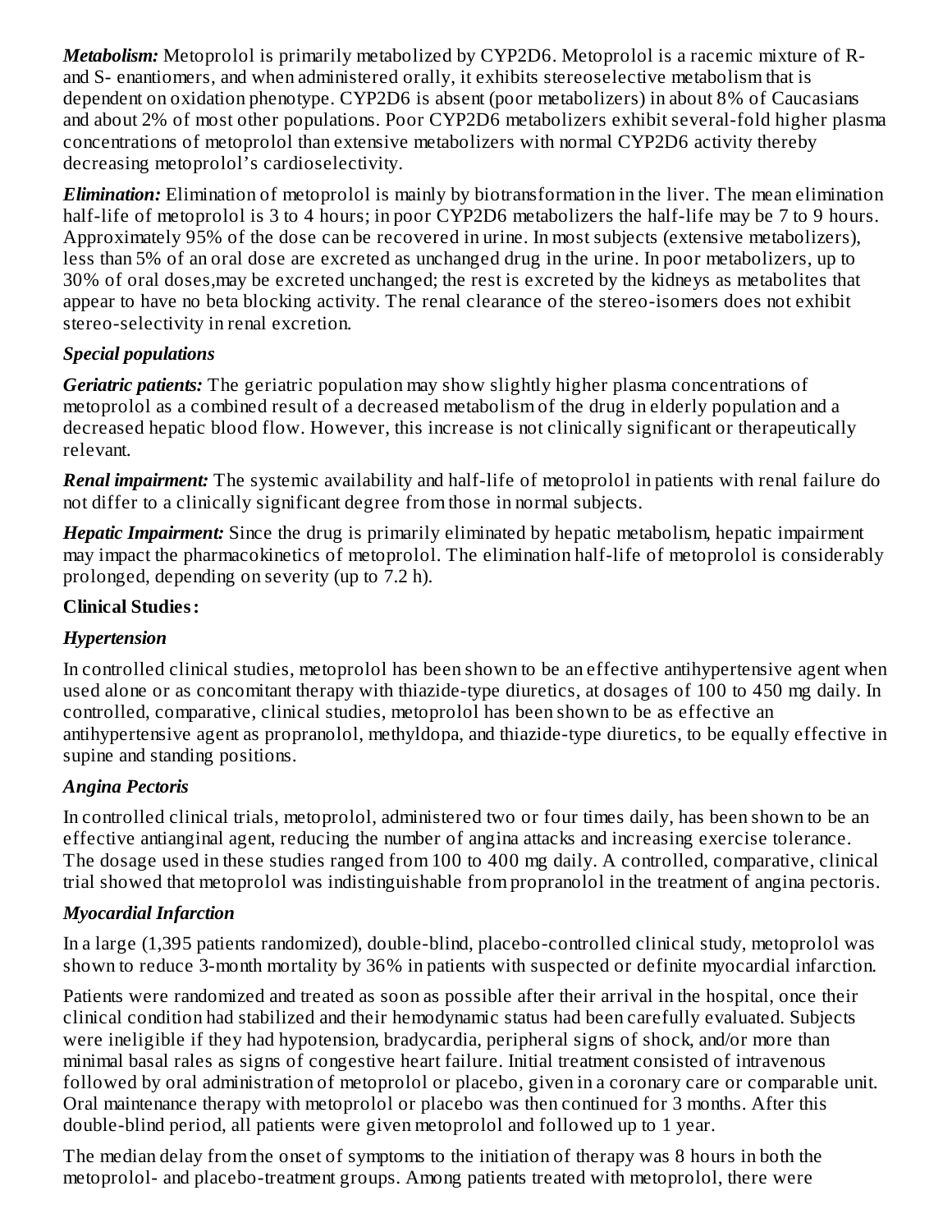***Metabolism:*** Metoprolol is primarily metabolized by CYP2D6. Metoprolol is a racemic mixture of R- and S- enantiomers, and when administered orally, it exhibits stereoselective metabolism that is dependent on oxidation phenotype. CYP2D6 is absent (poor metabolizers) in about 8% of Caucasians and about 2% of most other populations. Poor CYP2D6 metabolizers exhibit several-fold higher plasma concentrations of metoprolol than extensive metabolizers with normal CYP2D6 activity thereby decreasing metoprolol's cardioselectivity.

***Elimination:*** Elimination of metoprolol is mainly by biotransformation in the liver. The mean elimination half-life of metoprolol is 3 to 4 hours; in poor CYP2D6 metabolizers the half-life may be 7 to 9 hours. Approximately 95% of the dose can be recovered in urine. In most subjects (extensive metabolizers), less than 5% of an oral dose are excreted as unchanged drug in the urine. In poor metabolizers, up to 30% of oral doses,may be excreted unchanged; the rest is excreted by the kidneys as metabolites that appear to have no beta blocking activity. The renal clearance of the stereo-isomers does not exhibit stereo-selectivity in renal excretion.

***Special populations***

***Geriatric patients:*** The geriatric population may show slightly higher plasma concentrations of metoprolol as a combined result of a decreased metabolism of the drug in elderly population and a decreased hepatic blood flow. However, this increase is not clinically significant or therapeutically relevant.

***Renal impairment:*** The systemic availability and half-life of metoprolol in patients with renal failure do not differ to a clinically significant degree from those in normal subjects.

***Hepatic Impairment:*** Since the drug is primarily eliminated by hepatic metabolism, hepatic impairment may impact the pharmacokinetics of metoprolol. The elimination half-life of metoprolol is considerably prolonged, depending on severity (up to 7.2 h).

**Clinical Studies:**

***Hypertension***

In controlled clinical studies, metoprolol has been shown to be an effective antihypertensive agent when used alone or as concomitant therapy with thiazide-type diuretics, at dosages of 100 to 450 mg daily. In controlled, comparative, clinical studies, metoprolol has been shown to be as effective an antihypertensive agent as propranolol, methyldopa, and thiazide-type diuretics, to be equally effective in supine and standing positions.

***Angina Pectoris***

In controlled clinical trials, metoprolol, administered two or four times daily, has been shown to be an effective antianginal agent, reducing the number of angina attacks and increasing exercise tolerance. The dosage used in these studies ranged from 100 to 400 mg daily. A controlled, comparative, clinical trial showed that metoprolol was indistinguishable from propranolol in the treatment of angina pectoris.

***Myocardial Infarction***

In a large (1,395 patients randomized), double-blind, placebo-controlled clinical study, metoprolol was shown to reduce 3-month mortality by 36% in patients with suspected or definite myocardial infarction.

Patients were randomized and treated as soon as possible after their arrival in the hospital, once their clinical condition had stabilized and their hemodynamic status had been carefully evaluated. Subjects were ineligible if they had hypotension, bradycardia, peripheral signs of shock, and/or more than minimal basal rales as signs of congestive heart failure. Initial treatment consisted of intravenous followed by oral administration of metoprolol or placebo, given in a coronary care or comparable unit. Oral maintenance therapy with metoprolol or placebo was then continued for 3 months. After this double-blind period, all patients were given metoprolol and followed up to 1 year.

The median delay from the onset of symptoms to the initiation of therapy was 8 hours in both the metoprolol- and placebo-treatment groups. Among patients treated with metoprolol, there were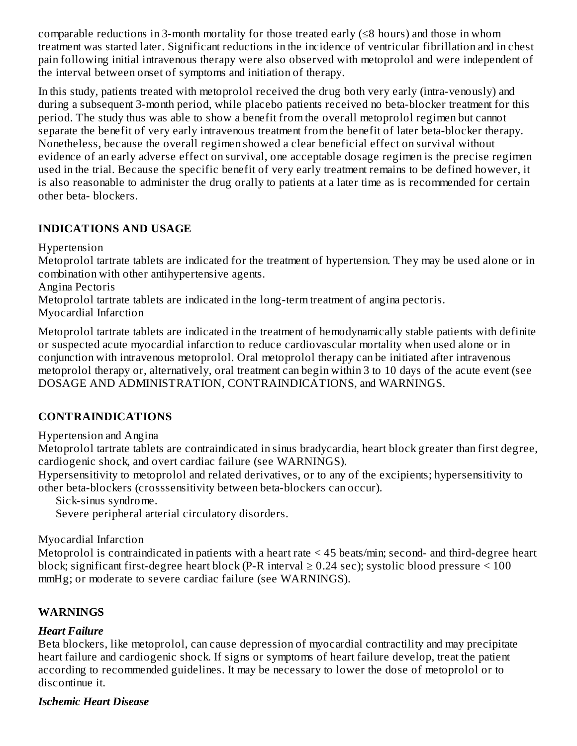comparable reductions in 3-month mortality for those treated early (≤8 hours) and those in whom treatment was started later. Significant reductions in the incidence of ventricular fibrillation and in chest pain following initial intravenous therapy were also observed with metoprolol and were independent of the interval between onset of symptoms and initiation of therapy.

In this study, patients treated with metoprolol received the drug both very early (intra-venously) and during a subsequent 3-month period, while placebo patients received no beta-blocker treatment for this period. The study thus was able to show a benefit from the overall metoprolol regimen but cannot separate the benefit of very early intravenous treatment from the benefit of later beta-blocker therapy. Nonetheless, because the overall regimen showed a clear beneficial effect on survival without evidence of an early adverse effect on survival, one acceptable dosage regimen is the precise regimen used in the trial. Because the specific benefit of very early treatment remains to be defined however, it is also reasonable to administer the drug orally to patients at a later time as is recommended for certain other beta- blockers.

## INDICATIONS AND USAGE

Hypertension

Metoprolol tartrate tablets are indicated for the treatment of hypertension. They may be used alone or in combination with other antihypertensive agents.

Angina Pectoris

Metoprolol tartrate tablets are indicated in the long-term treatment of angina pectoris.

Myocardial Infarction

Metoprolol tartrate tablets are indicated in the treatment of hemodynamically stable patients with definite or suspected acute myocardial infarction to reduce cardiovascular mortality when used alone or in conjunction with intravenous metoprolol. Oral metoprolol therapy can be initiated after intravenous metoprolol therapy or, alternatively, oral treatment can begin within 3 to 10 days of the acute event (see DOSAGE AND ADMINISTRATION, CONTRAINDICATIONS, and WARNINGS.

## CONTRAINDICATIONS

Hypertension and Angina

Metoprolol tartrate tablets are contraindicated in sinus bradycardia, heart block greater than first degree, cardiogenic shock, and overt cardiac failure (see WARNINGS).

Hypersensitivity to metoprolol and related derivatives, or to any of the excipients; hypersensitivity to other beta-blockers (crosssensitivity between beta-blockers can occur).

Sick-sinus syndrome.

Severe peripheral arterial circulatory disorders.

Myocardial Infarction

Metoprolol is contraindicated in patients with a heart rate < 45 beats/min; second- and third-degree heart block; significant first-degree heart block (P-R interval ≥ 0.24 sec); systolic blood pressure < 100 mmHg; or moderate to severe cardiac failure (see WARNINGS).

## WARNINGS

### *Heart Failure*

Beta blockers, like metoprolol, can cause depression of myocardial contractility and may precipitate heart failure and cardiogenic shock. If signs or symptoms of heart failure develop, treat the patient according to recommended guidelines. It may be necessary to lower the dose of metoprolol or to discontinue it.

### *Ischemic Heart Disease*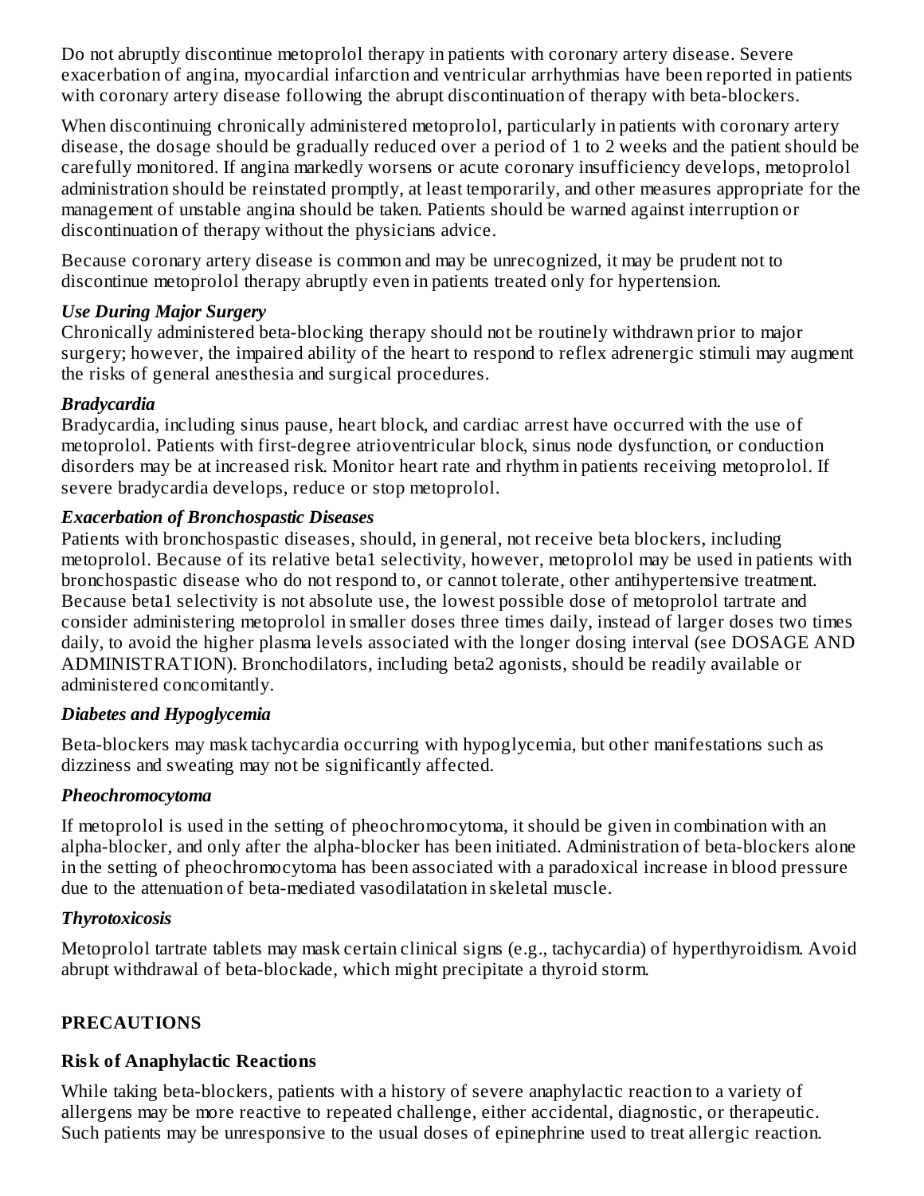Do not abruptly discontinue metoprolol therapy in patients with coronary artery disease. Severe exacerbation of angina, myocardial infarction and ventricular arrhythmias have been reported in patients with coronary artery disease following the abrupt discontinuation of therapy with beta-blockers.

When discontinuing chronically administered metoprolol, particularly in patients with coronary artery disease, the dosage should be gradually reduced over a period of 1 to 2 weeks and the patient should be carefully monitored. If angina markedly worsens or acute coronary insufficiency develops, metoprolol administration should be reinstated promptly, at least temporarily, and other measures appropriate for the management of unstable angina should be taken. Patients should be warned against interruption or discontinuation of therapy without the physicians advice.

Because coronary artery disease is common and may be unrecognized, it may be prudent not to discontinue metoprolol therapy abruptly even in patients treated only for hypertension.

***Use During Major Surgery***
Chronically administered beta-blocking therapy should not be routinely withdrawn prior to major surgery; however, the impaired ability of the heart to respond to reflex adrenergic stimuli may augment the risks of general anesthesia and surgical procedures.

***Bradycardia***
Bradycardia, including sinus pause, heart block, and cardiac arrest have occurred with the use of metoprolol. Patients with first-degree atrioventricular block, sinus node dysfunction, or conduction disorders may be at increased risk. Monitor heart rate and rhythm in patients receiving metoprolol. If severe bradycardia develops, reduce or stop metoprolol.

***Exacerbation of Bronchospastic Diseases***
Patients with bronchospastic diseases, should, in general, not receive beta blockers, including metoprolol. Because of its relative beta1 selectivity, however, metoprolol may be used in patients with bronchospastic disease who do not respond to, or cannot tolerate, other antihypertensive treatment. Because beta1 selectivity is not absolute use, the lowest possible dose of metoprolol tartrate and consider administering metoprolol in smaller doses three times daily, instead of larger doses two times daily, to avoid the higher plasma levels associated with the longer dosing interval (see DOSAGE AND ADMINISTRATION). Bronchodilators, including beta2 agonists, should be readily available or administered concomitantly.

***Diabetes and Hypoglycemia***

Beta-blockers may mask tachycardia occurring with hypoglycemia, but other manifestations such as dizziness and sweating may not be significantly affected.

***Pheochromocytoma***

If metoprolol is used in the setting of pheochromocytoma, it should be given in combination with an alpha-blocker, and only after the alpha-blocker has been initiated. Administration of beta-blockers alone in the setting of pheochromocytoma has been associated with a paradoxical increase in blood pressure due to the attenuation of beta-mediated vasodilatation in skeletal muscle.

***Thyrotoxicosis***

Metoprolol tartrate tablets may mask certain clinical signs (e.g., tachycardia) of hyperthyroidism. Avoid abrupt withdrawal of beta-blockade, which might precipitate a thyroid storm.

## PRECAUTIONS

### Risk of Anaphylactic Reactions

While taking beta-blockers, patients with a history of severe anaphylactic reaction to a variety of allergens may be more reactive to repeated challenge, either accidental, diagnostic, or therapeutic. Such patients may be unresponsive to the usual doses of epinephrine used to treat allergic reaction.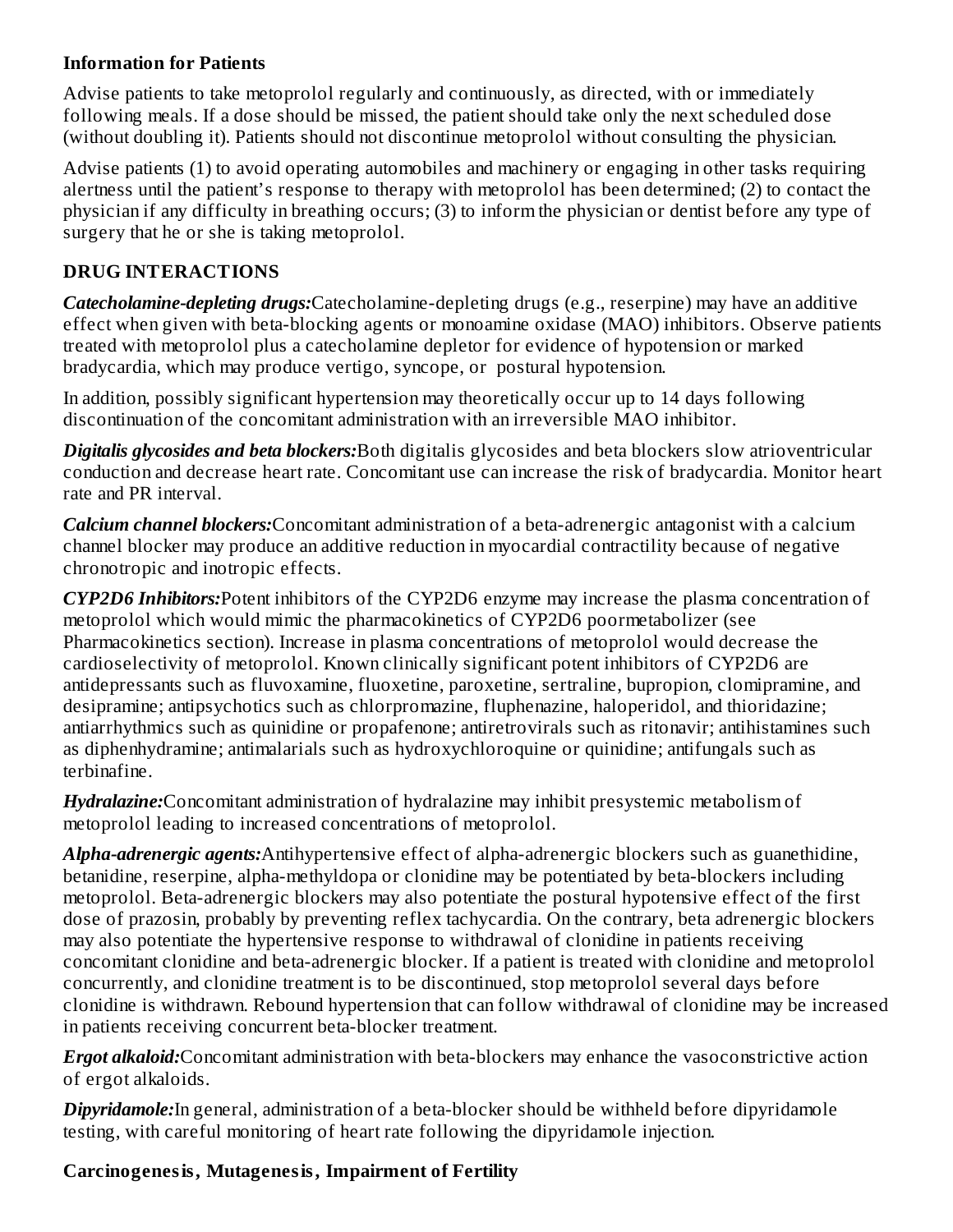**Information for Patients**

Advise patients to take metoprolol regularly and continuously, as directed, with or immediately following meals. If a dose should be missed, the patient should take only the next scheduled dose (without doubling it). Patients should not discontinue metoprolol without consulting the physician.

Advise patients (1) to avoid operating automobiles and machinery or engaging in other tasks requiring alertness until the patient's response to therapy with metoprolol has been determined; (2) to contact the physician if any difficulty in breathing occurs; (3) to inform the physician or dentist before any type of surgery that he or she is taking metoprolol.

## DRUG INTERACTIONS

***Catecholamine-depleting drugs:***Catecholamine-depleting drugs (e.g., reserpine) may have an additive effect when given with beta-blocking agents or monoamine oxidase (MAO) inhibitors. Observe patients treated with metoprolol plus a catecholamine depletor for evidence of hypotension or marked bradycardia, which may produce vertigo, syncope, or postural hypotension.

In addition, possibly significant hypertension may theoretically occur up to 14 days following discontinuation of the concomitant administration with an irreversible MAO inhibitor.

***Digitalis glycosides and beta blockers:***Both digitalis glycosides and beta blockers slow atrioventricular conduction and decrease heart rate. Concomitant use can increase the risk of bradycardia. Monitor heart rate and PR interval.

***Calcium channel blockers:***Concomitant administration of a beta-adrenergic antagonist with a calcium channel blocker may produce an additive reduction in myocardial contractility because of negative chronotropic and inotropic effects.

***CYP2D6 Inhibitors:***Potent inhibitors of the CYP2D6 enzyme may increase the plasma concentration of metoprolol which would mimic the pharmacokinetics of CYP2D6 poormetabolizer (see Pharmacokinetics section). Increase in plasma concentrations of metoprolol would decrease the cardioselectivity of metoprolol. Known clinically significant potent inhibitors of CYP2D6 are antidepressants such as fluvoxamine, fluoxetine, paroxetine, sertraline, bupropion, clomipramine, and desipramine; antipsychotics such as chlorpromazine, fluphenazine, haloperidol, and thioridazine; antiarrhythmics such as quinidine or propafenone; antiretrovirals such as ritonavir; antihistamines such as diphenhydramine; antimalarials such as hydroxychloroquine or quinidine; antifungals such as terbinafine.

***Hydralazine:***Concomitant administration of hydralazine may inhibit presystemic metabolism of metoprolol leading to increased concentrations of metoprolol.

***Alpha-adrenergic agents:***Antihypertensive effect of alpha-adrenergic blockers such as guanethidine, betanidine, reserpine, alpha-methyldopa or clonidine may be potentiated by beta-blockers including metoprolol. Beta-adrenergic blockers may also potentiate the postural hypotensive effect of the first dose of prazosin, probably by preventing reflex tachycardia. On the contrary, beta adrenergic blockers may also potentiate the hypertensive response to withdrawal of clonidine in patients receiving concomitant clonidine and beta-adrenergic blocker. If a patient is treated with clonidine and metoprolol concurrently, and clonidine treatment is to be discontinued, stop metoprolol several days before clonidine is withdrawn. Rebound hypertension that can follow withdrawal of clonidine may be increased in patients receiving concurrent beta-blocker treatment.

***Ergot alkaloid:***Concomitant administration with beta-blockers may enhance the vasoconstrictive action of ergot alkaloids.

***Dipyridamole:***In general, administration of a beta-blocker should be withheld before dipyridamole testing, with careful monitoring of heart rate following the dipyridamole injection.

**Carcinogenesis, Mutagenesis, Impairment of Fertility**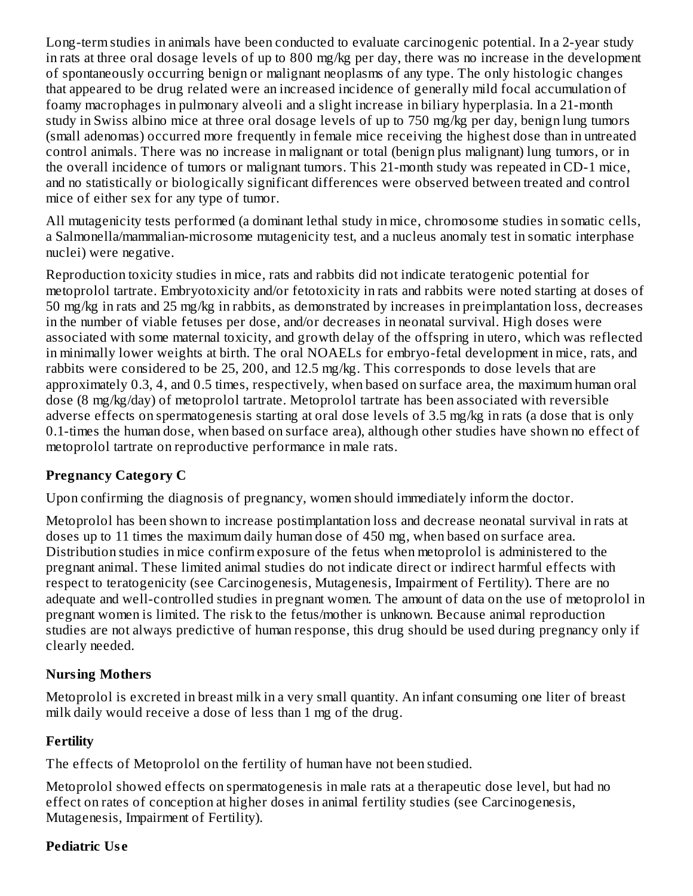Long-term studies in animals have been conducted to evaluate carcinogenic potential. In a 2-year study in rats at three oral dosage levels of up to 800 mg/kg per day, there was no increase in the development of spontaneously occurring benign or malignant neoplasms of any type. The only histologic changes that appeared to be drug related were an increased incidence of generally mild focal accumulation of foamy macrophages in pulmonary alveoli and a slight increase in biliary hyperplasia. In a 21-month study in Swiss albino mice at three oral dosage levels of up to 750 mg/kg per day, benign lung tumors (small adenomas) occurred more frequently in female mice receiving the highest dose than in untreated control animals. There was no increase in malignant or total (benign plus malignant) lung tumors, or in the overall incidence of tumors or malignant tumors. This 21-month study was repeated in CD-1 mice, and no statistically or biologically significant differences were observed between treated and control mice of either sex for any type of tumor.

All mutagenicity tests performed (a dominant lethal study in mice, chromosome studies in somatic cells, a Salmonella/mammalian-microsome mutagenicity test, and a nucleus anomaly test in somatic interphase nuclei) were negative.

Reproduction toxicity studies in mice, rats and rabbits did not indicate teratogenic potential for metoprolol tartrate. Embryotoxicity and/or fetotoxicity in rats and rabbits were noted starting at doses of 50 mg/kg in rats and 25 mg/kg in rabbits, as demonstrated by increases in preimplantation loss, decreases in the number of viable fetuses per dose, and/or decreases in neonatal survival. High doses were associated with some maternal toxicity, and growth delay of the offspring in utero, which was reflected in minimally lower weights at birth. The oral NOAELs for embryo-fetal development in mice, rats, and rabbits were considered to be 25, 200, and 12.5 mg/kg. This corresponds to dose levels that are approximately 0.3, 4, and 0.5 times, respectively, when based on surface area, the maximum human oral dose (8 mg/kg/day) of metoprolol tartrate. Metoprolol tartrate has been associated with reversible adverse effects on spermatogenesis starting at oral dose levels of 3.5 mg/kg in rats (a dose that is only 0.1-times the human dose, when based on surface area), although other studies have shown no effect of metoprolol tartrate on reproductive performance in male rats.

**Pregnancy Category C**

Upon confirming the diagnosis of pregnancy, women should immediately inform the doctor.

Metoprolol has been shown to increase postimplantation loss and decrease neonatal survival in rats at doses up to 11 times the maximum daily human dose of 450 mg, when based on surface area. Distribution studies in mice confirm exposure of the fetus when metoprolol is administered to the pregnant animal. These limited animal studies do not indicate direct or indirect harmful effects with respect to teratogenicity (see Carcinogenesis, Mutagenesis, Impairment of Fertility). There are no adequate and well-controlled studies in pregnant women. The amount of data on the use of metoprolol in pregnant women is limited. The risk to the fetus/mother is unknown. Because animal reproduction studies are not always predictive of human response, this drug should be used during pregnancy only if clearly needed.

**Nursing Mothers**

Metoprolol is excreted in breast milk in a very small quantity. An infant consuming one liter of breast milk daily would receive a dose of less than 1 mg of the drug.

**Fertility**

The effects of Metoprolol on the fertility of human have not been studied.

Metoprolol showed effects on spermatogenesis in male rats at a therapeutic dose level, but had no effect on rates of conception at higher doses in animal fertility studies (see Carcinogenesis, Mutagenesis, Impairment of Fertility).

**Pediatric Use**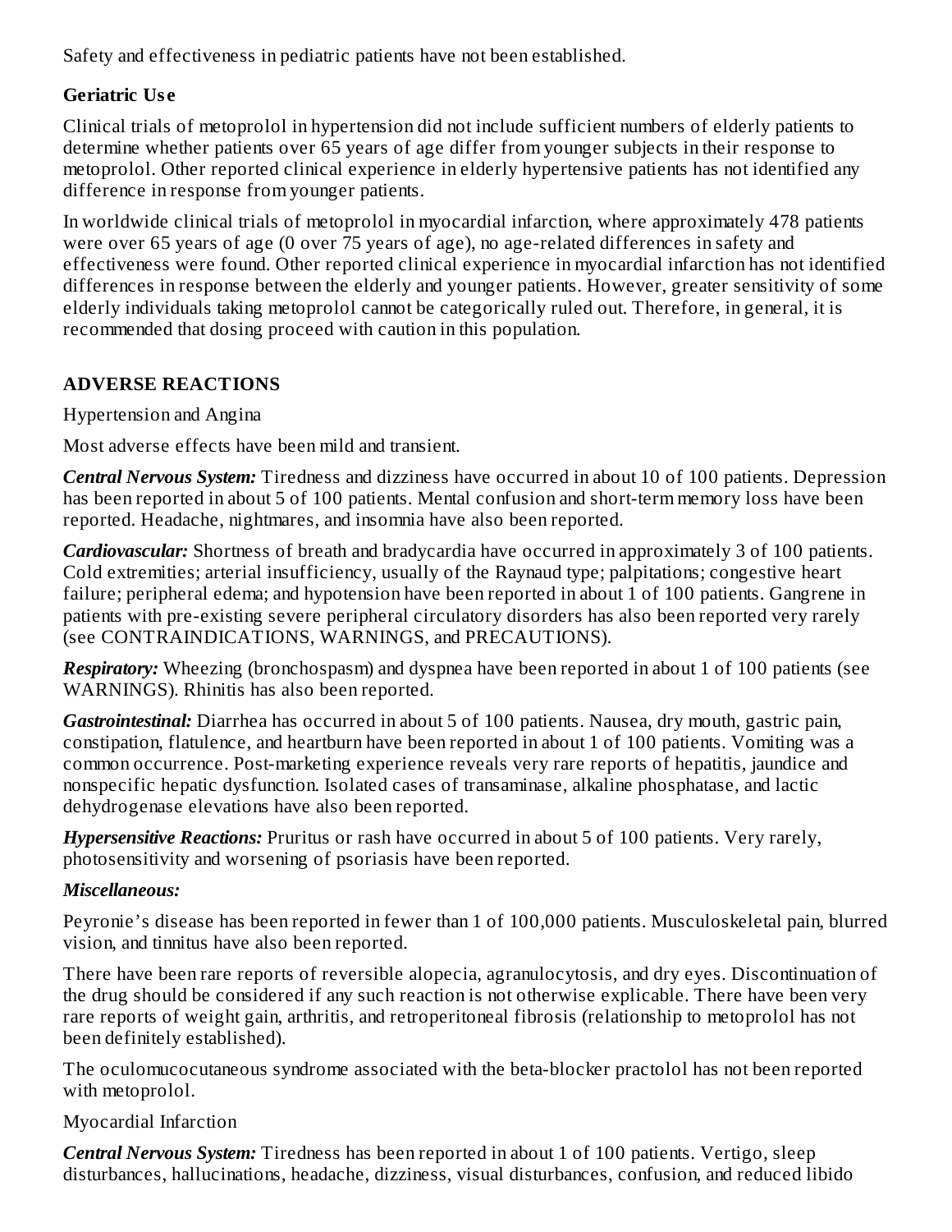Safety and effectiveness in pediatric patients have not been established.

### Geriatric Use

Clinical trials of metoprolol in hypertension did not include sufficient numbers of elderly patients to determine whether patients over 65 years of age differ from younger subjects in their response to metoprolol. Other reported clinical experience in elderly hypertensive patients has not identified any difference in response from younger patients.

In worldwide clinical trials of metoprolol in myocardial infarction, where approximately 478 patients were over 65 years of age (0 over 75 years of age), no age-related differences in safety and effectiveness were found. Other reported clinical experience in myocardial infarction has not identified differences in response between the elderly and younger patients. However, greater sensitivity of some elderly individuals taking metoprolol cannot be categorically ruled out. Therefore, in general, it is recommended that dosing proceed with caution in this population.

## ADVERSE REACTIONS

Hypertension and Angina

Most adverse effects have been mild and transient.

***Central Nervous System:*** Tiredness and dizziness have occurred in about 10 of 100 patients. Depression has been reported in about 5 of 100 patients. Mental confusion and short-term memory loss have been reported. Headache, nightmares, and insomnia have also been reported.

***Cardiovascular:*** Shortness of breath and bradycardia have occurred in approximately 3 of 100 patients. Cold extremities; arterial insufficiency, usually of the Raynaud type; palpitations; congestive heart failure; peripheral edema; and hypotension have been reported in about 1 of 100 patients. Gangrene in patients with pre-existing severe peripheral circulatory disorders has also been reported very rarely (see CONTRAINDICATIONS, WARNINGS, and PRECAUTIONS).

***Respiratory:*** Wheezing (bronchospasm) and dyspnea have been reported in about 1 of 100 patients (see WARNINGS). Rhinitis has also been reported.

***Gastrointestinal:*** Diarrhea has occurred in about 5 of 100 patients. Nausea, dry mouth, gastric pain, constipation, flatulence, and heartburn have been reported in about 1 of 100 patients. Vomiting was a common occurrence. Post-marketing experience reveals very rare reports of hepatitis, jaundice and nonspecific hepatic dysfunction. Isolated cases of transaminase, alkaline phosphatase, and lactic dehydrogenase elevations have also been reported.

***Hypersensitive Reactions:*** Pruritus or rash have occurred in about 5 of 100 patients. Very rarely, photosensitivity and worsening of psoriasis have been reported.

***Miscellaneous:***

Peyronie's disease has been reported in fewer than 1 of 100,000 patients. Musculoskeletal pain, blurred vision, and tinnitus have also been reported.

There have been rare reports of reversible alopecia, agranulocytosis, and dry eyes. Discontinuation of the drug should be considered if any such reaction is not otherwise explicable. There have been very rare reports of weight gain, arthritis, and retroperitoneal fibrosis (relationship to metoprolol has not been definitely established).

The oculomucocutaneous syndrome associated with the beta-blocker practolol has not been reported with metoprolol.

Myocardial Infarction

***Central Nervous System:*** Tiredness has been reported in about 1 of 100 patients. Vertigo, sleep disturbances, hallucinations, headache, dizziness, visual disturbances, confusion, and reduced libido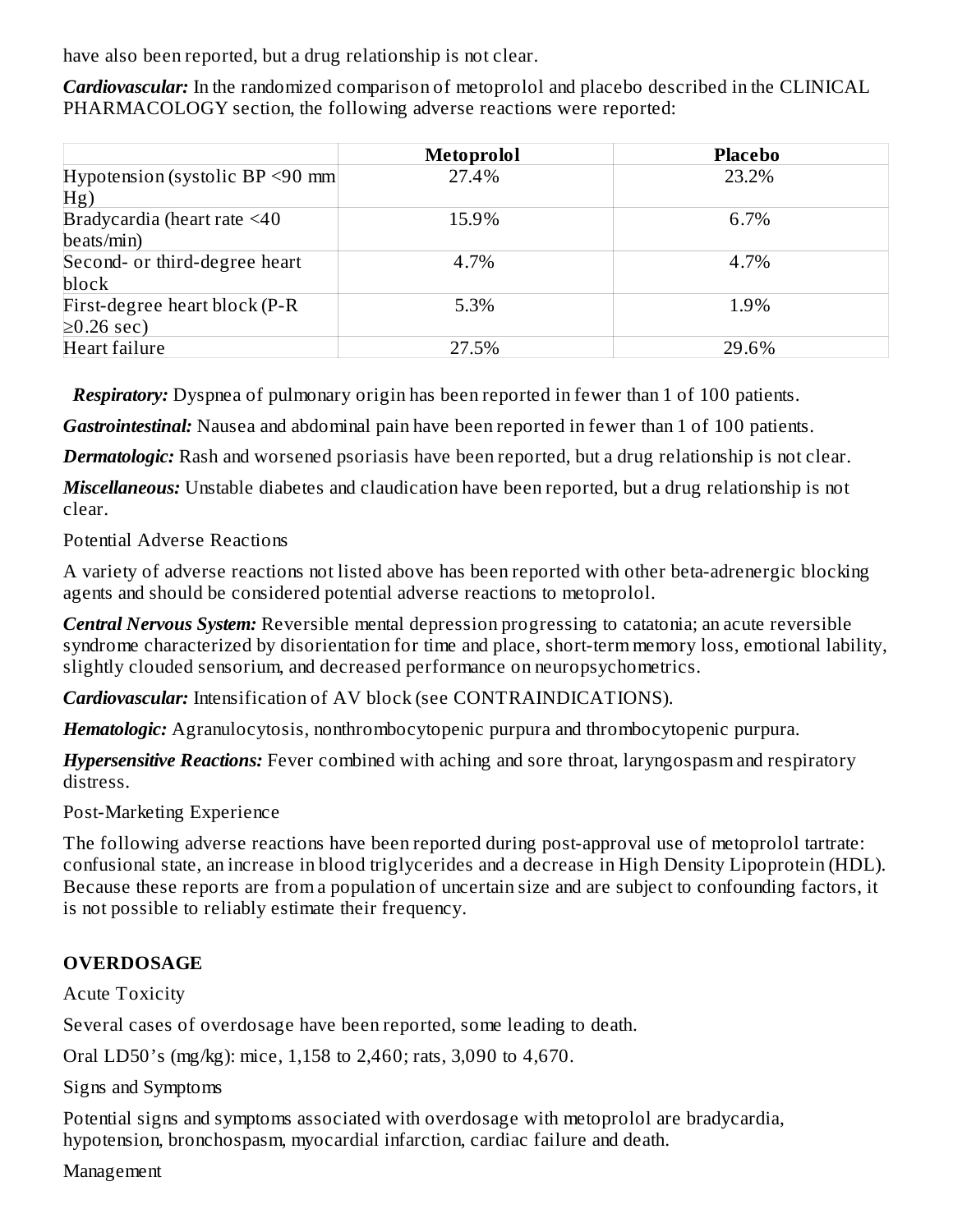have also been reported, but a drug relationship is not clear.

***Cardiovascular:*** In the randomized comparison of metoprolol and placebo described in the CLINICAL PHARMACOLOGY section, the following adverse reactions were reported:

| | Metoprolol | Placebo |
|---|---|---|
| Hypotension (systolic BP <90 mm Hg) | 27.4% | 23.2% |
| Bradycardia (heart rate <40 beats/min) | 15.9% | 6.7% |
| Second- or third-degree heart block | 4.7% | 4.7% |
| First-degree heart block (P-R ≥0.26 sec) | 5.3% | 1.9% |
| Heart failure | 27.5% | 29.6% |

***Respiratory:*** Dyspnea of pulmonary origin has been reported in fewer than 1 of 100 patients.

***Gastrointestinal:*** Nausea and abdominal pain have been reported in fewer than 1 of 100 patients.

***Dermatologic:*** Rash and worsened psoriasis have been reported, but a drug relationship is not clear.

***Miscellaneous:*** Unstable diabetes and claudication have been reported, but a drug relationship is not clear.

Potential Adverse Reactions

A variety of adverse reactions not listed above has been reported with other beta-adrenergic blocking agents and should be considered potential adverse reactions to metoprolol.

***Central Nervous System:*** Reversible mental depression progressing to catatonia; an acute reversible syndrome characterized by disorientation for time and place, short-term memory loss, emotional lability, slightly clouded sensorium, and decreased performance on neuropsychometrics.

***Cardiovascular:*** Intensification of AV block (see CONTRAINDICATIONS).

***Hematologic:*** Agranulocytosis, nonthrombocytopenic purpura and thrombocytopenic purpura.

***Hypersensitive Reactions:*** Fever combined with aching and sore throat, laryngospasm and respiratory distress.

Post-Marketing Experience

The following adverse reactions have been reported during post-approval use of metoprolol tartrate: confusional state, an increase in blood triglycerides and a decrease in High Density Lipoprotein (HDL). Because these reports are from a population of uncertain size and are subject to confounding factors, it is not possible to reliably estimate their frequency.

## OVERDOSAGE

Acute Toxicity

Several cases of overdosage have been reported, some leading to death.

Oral LD50's (mg/kg): mice, 1,158 to 2,460; rats, 3,090 to 4,670.

Signs and Symptoms

Potential signs and symptoms associated with overdosage with metoprolol are bradycardia, hypotension, bronchospasm, myocardial infarction, cardiac failure and death.

Management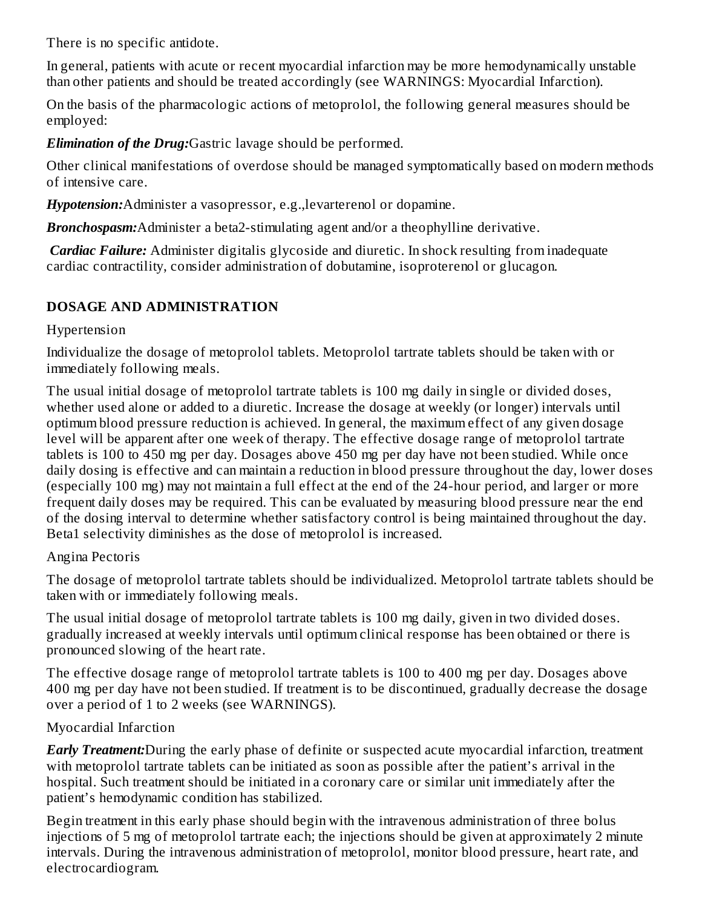There is no specific antidote.

In general, patients with acute or recent myocardial infarction may be more hemodynamically unstable than other patients and should be treated accordingly (see WARNINGS: Myocardial Infarction).

On the basis of the pharmacologic actions of metoprolol, the following general measures should be employed:

***Elimination of the Drug:***Gastric lavage should be performed.

Other clinical manifestations of overdose should be managed symptomatically based on modern methods of intensive care.

***Hypotension:***Administer a vasopressor, e.g.,levarterenol or dopamine.

***Bronchospasm:***Administer a beta2-stimulating agent and/or a theophylline derivative.

***Cardiac Failure:*** Administer digitalis glycoside and diuretic. In shock resulting from inadequate cardiac contractility, consider administration of dobutamine, isoproterenol or glucagon.

## DOSAGE AND ADMINISTRATION

Hypertension

Individualize the dosage of metoprolol tablets. Metoprolol tartrate tablets should be taken with or immediately following meals.

The usual initial dosage of metoprolol tartrate tablets is 100 mg daily in single or divided doses, whether used alone or added to a diuretic. Increase the dosage at weekly (or longer) intervals until optimum blood pressure reduction is achieved. In general, the maximum effect of any given dosage level will be apparent after one week of therapy. The effective dosage range of metoprolol tartrate tablets is 100 to 450 mg per day. Dosages above 450 mg per day have not been studied. While once daily dosing is effective and can maintain a reduction in blood pressure throughout the day, lower doses (especially 100 mg) may not maintain a full effect at the end of the 24-hour period, and larger or more frequent daily doses may be required. This can be evaluated by measuring blood pressure near the end of the dosing interval to determine whether satisfactory control is being maintained throughout the day. Beta1 selectivity diminishes as the dose of metoprolol is increased.

Angina Pectoris

The dosage of metoprolol tartrate tablets should be individualized. Metoprolol tartrate tablets should be taken with or immediately following meals.

The usual initial dosage of metoprolol tartrate tablets is 100 mg daily, given in two divided doses. gradually increased at weekly intervals until optimum clinical response has been obtained or there is pronounced slowing of the heart rate.

The effective dosage range of metoprolol tartrate tablets is 100 to 400 mg per day. Dosages above 400 mg per day have not been studied. If treatment is to be discontinued, gradually decrease the dosage over a period of 1 to 2 weeks (see WARNINGS).

Myocardial Infarction

***Early Treatment:***During the early phase of definite or suspected acute myocardial infarction, treatment with metoprolol tartrate tablets can be initiated as soon as possible after the patient's arrival in the hospital. Such treatment should be initiated in a coronary care or similar unit immediately after the patient's hemodynamic condition has stabilized.

Begin treatment in this early phase should begin with the intravenous administration of three bolus injections of 5 mg of metoprolol tartrate each; the injections should be given at approximately 2 minute intervals. During the intravenous administration of metoprolol, monitor blood pressure, heart rate, and electrocardiogram.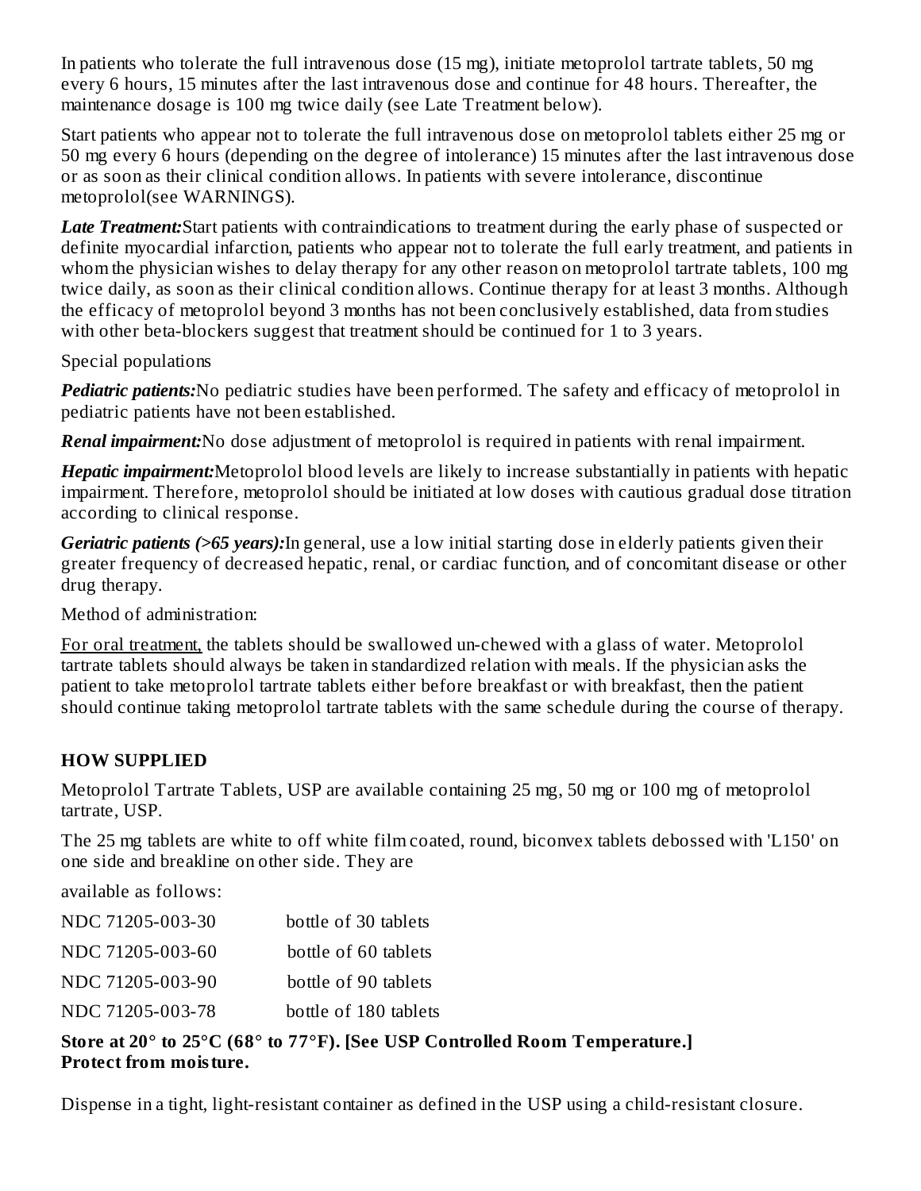In patients who tolerate the full intravenous dose (15 mg), initiate metoprolol tartrate tablets, 50 mg every 6 hours, 15 minutes after the last intravenous dose and continue for 48 hours. Thereafter, the maintenance dosage is 100 mg twice daily (see Late Treatment below).

Start patients who appear not to tolerate the full intravenous dose on metoprolol tablets either 25 mg or 50 mg every 6 hours (depending on the degree of intolerance) 15 minutes after the last intravenous dose or as soon as their clinical condition allows. In patients with severe intolerance, discontinue metoprolol(see WARNINGS).

***Late Treatment:*** Start patients with contraindications to treatment during the early phase of suspected or definite myocardial infarction, patients who appear not to tolerate the full early treatment, and patients in whom the physician wishes to delay therapy for any other reason on metoprolol tartrate tablets, 100 mg twice daily, as soon as their clinical condition allows. Continue therapy for at least 3 months. Although the efficacy of metoprolol beyond 3 months has not been conclusively established, data from studies with other beta-blockers suggest that treatment should be continued for 1 to 3 years.

Special populations

***Pediatric patients:*** No pediatric studies have been performed. The safety and efficacy of metoprolol in pediatric patients have not been established.

***Renal impairment:*** No dose adjustment of metoprolol is required in patients with renal impairment.

***Hepatic impairment:*** Metoprolol blood levels are likely to increase substantially in patients with hepatic impairment. Therefore, metoprolol should be initiated at low doses with cautious gradual dose titration according to clinical response.

***Geriatric patients (>65 years):*** In general, use a low initial starting dose in elderly patients given their greater frequency of decreased hepatic, renal, or cardiac function, and of concomitant disease or other drug therapy.

Method of administration:

For oral treatment, the tablets should be swallowed un-chewed with a glass of water. Metoprolol tartrate tablets should always be taken in standardized relation with meals. If the physician asks the patient to take metoprolol tartrate tablets either before breakfast or with breakfast, then the patient should continue taking metoprolol tartrate tablets with the same schedule during the course of therapy.

## HOW SUPPLIED

Metoprolol Tartrate Tablets, USP are available containing 25 mg, 50 mg or 100 mg of metoprolol tartrate, USP.

The 25 mg tablets are white to off white film coated, round, biconvex tablets debossed with 'L150' on one side and breakline on other side. They are

available as follows:

| | |
|---|---|
| NDC 71205-003-30 | bottle of 30 tablets |
| NDC 71205-003-60 | bottle of 60 tablets |
| NDC 71205-003-90 | bottle of 90 tablets |
| NDC 71205-003-78 | bottle of 180 tablets |

**Store at 20° to 25°C (68° to 77°F). [See USP Controlled Room Temperature.]**
**Protect from moisture.**

Dispense in a tight, light-resistant container as defined in the USP using a child-resistant closure.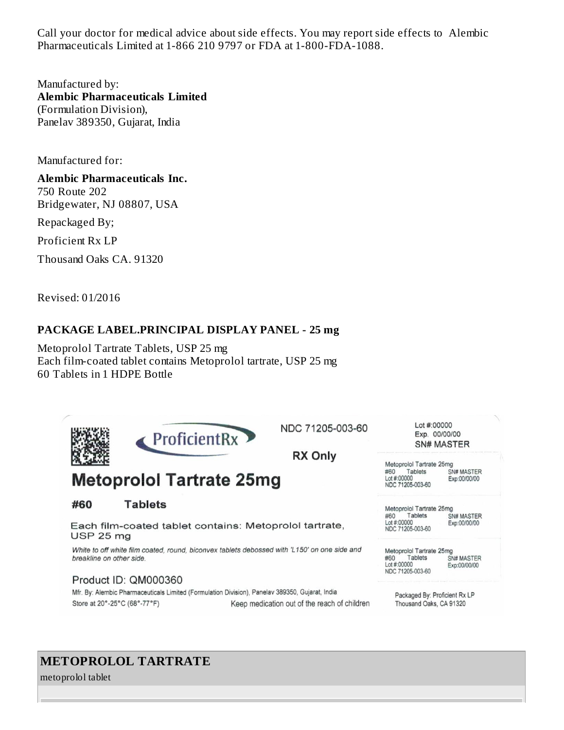Call your doctor for medical advice about side effects. You may report side effects to Alembic Pharmaceuticals Limited at 1-866 210 9797 or FDA at 1-800-FDA-1088.

Manufactured by:
**Alembic Pharmaceuticals Limited**
(Formulation Division),
Panelav 389350, Gujarat, India

Manufactured for:

**Alembic Pharmaceuticals Inc.**
750 Route 202
Bridgewater, NJ 08807, USA

Repackaged By;

Proficient Rx LP

Thousand Oaks CA. 91320

Revised: 01/2016

## PACKAGE LABEL.PRINCIPAL DISPLAY PANEL - 25 mg

Metoprolol Tartrate Tablets, USP 25 mg
Each film-coated tablet contains Metoprolol tartrate, USP 25 mg
60 Tablets in 1 HDPE Bottle

ProficientRx

NDC 71205-003-60

RX Only

Lot #:00000
Exp. 00/00/00
SN# MASTER

**Metoprolol Tartrate 25mg**

**#60 Tablets**

Each film-coated tablet contains: Metoprolol tartrate, USP 25 mg

*White to off white film coated, round, biconvex tablets debossed with 'L150' on one side and breakline on other side.*

Product ID: QM000360

Mfr. By: Alembic Pharmaceuticals Limited (Formulation Division), Panelav 389350, Gujarat, India

Store at 20°-25°C (68°-77°F)

Keep medication out of the reach of children

Metoprolol Tartrate 25mg
#60 Tablets SN# MASTER
Lot #:00000 Exp:00/00/00
NDC 71205-003-60

Metoprolol Tartrate 25mg
#60 Tablets SN# MASTER
Lot #:00000 Exp:00/00/00
NDC 71205-003-60

Metoprolol Tartrate 25mg
#60 Tablets SN# MASTER
Lot #:00000 Exp:00/00/00
NDC 71205-003-60

Packaged By: Proficient Rx LP
Thousand Oaks, CA 91320

## METOPROLOL TARTRATE

metoprolol tablet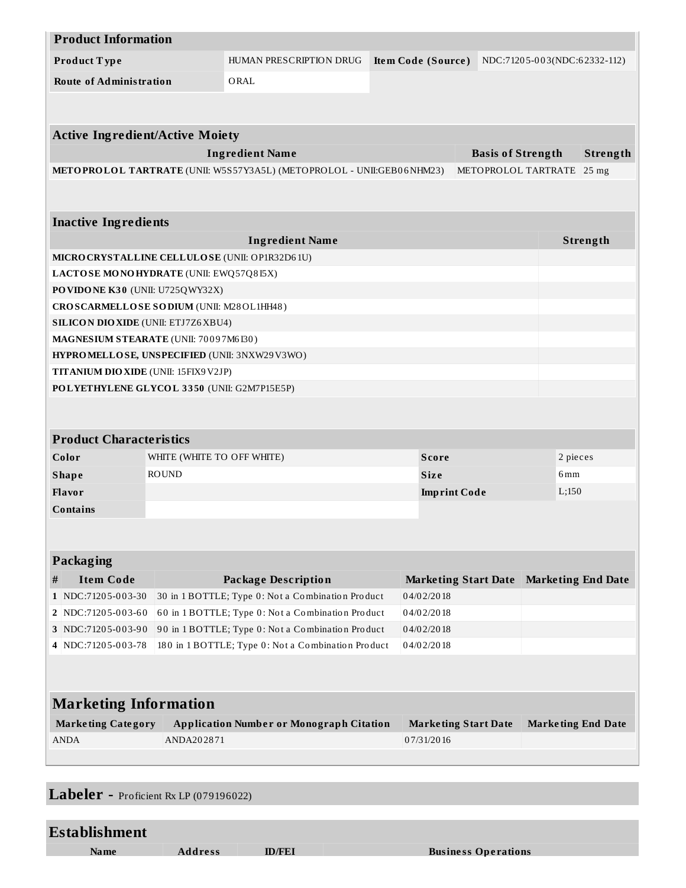| Product Information | | | |
|---|---|---|---|
| **Product Type** | HUMAN PRESCRIPTION DRUG | **Item Code (Source)** | NDC:71205-003(NDC:62332-112) |
| **Route of Administration** | ORAL | | |

| Active Ingredient/Active Moiety | | |
|---|---|---|
| **Ingredient Name** | **Basis of Strength** | **Strength** |
| **METOPROLOL TARTRATE** (UNII: W5S57Y3A5L) (METOPROLOL - UNII:GEB06NHM23) | METOPROLOL TARTRATE | 25 mg |

| Inactive Ingredients | |
|---|---|
| **Ingredient Name** | **Strength** |
| **MICROCRYSTALLINE CELLULOSE** (UNII: OP1R32D61U) | |
| **LACTOSE MONOHYDRATE** (UNII: EWQ57Q8I5X) | |
| **POVIDONE K30** (UNII: U725QWY32X) | |
| **CROSCARMELLOSE SODIUM** (UNII: M28OL1HH48) | |
| **SILICON DIOXIDE** (UNII: ETJ7Z6XBU4) | |
| **MAGNESIUM STEARATE** (UNII: 70097M6I30) | |
| **HYPROMELLOSE, UNSPECIFIED** (UNII: 3NXW29V3WO) | |
| **TITANIUM DIOXIDE** (UNII: 15FIX9V2JP) | |
| **POLYETHYLENE GLYCOL 3350** (UNII: G2M7P15E5P) | |

| Product Characteristics | | | |
|---|---|---|---|
| **Color** | WHITE (WHITE TO OFF WHITE) | **Score** | 2 pieces |
| **Shape** | ROUND | **Size** | 6mm |
| **Flavor** | | **Imprint Code** | L;150 |
| **Contains** | | | |

| Packaging | | | | |
|---|---|---|---|---|
| **#** | **Item Code** | **Package Description** | **Marketing Start Date** | **Marketing End Date** |
| 1 | NDC:71205-003-30 | 30 in 1 BOTTLE; Type 0: Not a Combination Product | 04/02/2018 | |
| 2 | NDC:71205-003-60 | 60 in 1 BOTTLE; Type 0: Not a Combination Product | 04/02/2018 | |
| 3 | NDC:71205-003-90 | 90 in 1 BOTTLE; Type 0: Not a Combination Product | 04/02/2018 | |
| 4 | NDC:71205-003-78 | 180 in 1 BOTTLE; Type 0: Not a Combination Product | 04/02/2018 | |

| Marketing Information | | | |
|---|---|---|---|
| **Marketing Category** | **Application Number or Monograph Citation** | **Marketing Start Date** | **Marketing End Date** |
| ANDA | ANDA202871 | 07/31/2016 | |

## Labeler - Proficient Rx LP (079196022)

| Establishment | | | |
|---|---|---|---|
| **Name** | **Address** | **ID/FEI** | **Business Operations** |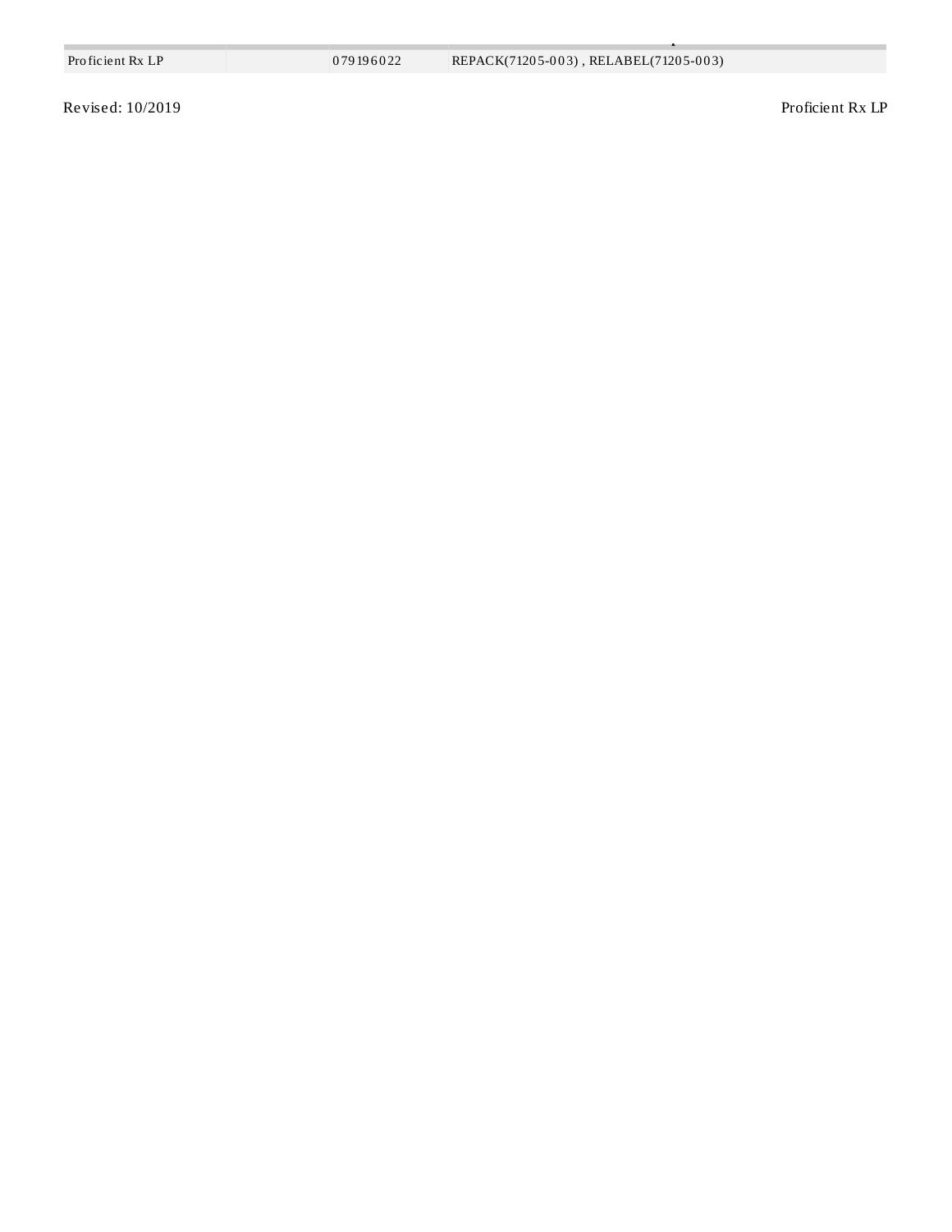| | | | |
|---|---|---|---|
| Proficient Rx LP | | 079196022 | REPACK(71205-003) , RELABEL(71205-003) |

Revised: 10/2019

Proficient Rx LP